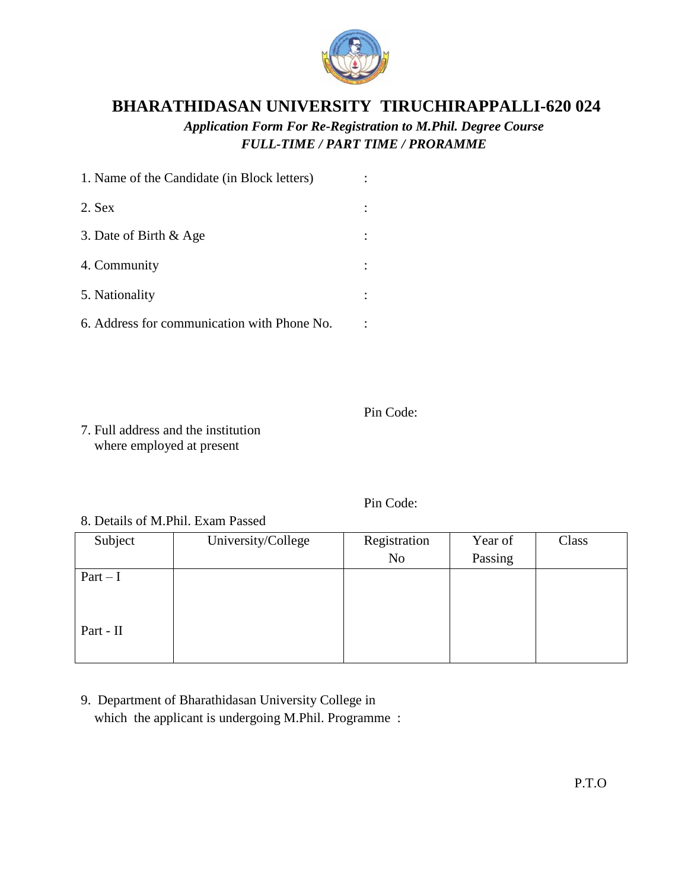# BHARATHIDASAN UNIVERSITY TIRUCHIRAPPALLI-620 024

***Application Form For Re-Registration to M.Phil. Degree Course***
***FULL-TIME / PART TIME / PRORAMME***

1. Name of the Candidate (in Block letters) :
2. Sex :
3. Date of Birth & Age :
4. Community :
5. Nationality :
6. Address for communication with Phone No. :

   Pin Code:

7. Full address and the institution where employed at present

   Pin Code:

8. Details of M.Phil. Exam Passed

| Subject | University/College | Registration No | Year of Passing | Class |
|---|---|---|---|---|
| Part – I | | | | |
| Part - II | | | | |

9. Department of Bharathidasan University College in which the applicant is undergoing M.Phil. Programme :

P.T.O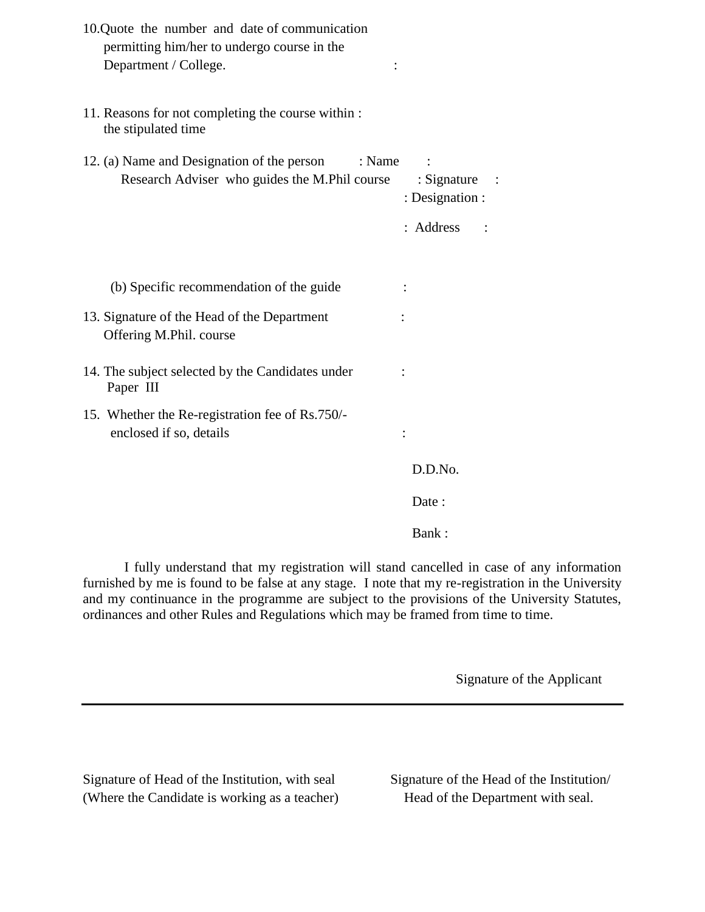10. Quote the number and date of communication permitting him/her to undergo course in the Department / College. :

11. Reasons for not completing the course within the stipulated time :

12. (a) Name and Designation of the person Research Adviser who guides the M.Phil course

: Name :

: Signature :

: Designation :

: Address :

(b) Specific recommendation of the guide :

13. Signature of the Head of the Department Offering M.Phil. course :

14. The subject selected by the Candidates under Paper III :

15. Whether the Re-registration fee of Rs.750/- enclosed if so, details :

D.D.No.

Date :

Bank :

I fully understand that my registration will stand cancelled in case of any information furnished by me is found to be false at any stage. I note that my re-registration in the University and my continuance in the programme are subject to the provisions of the University Statutes, ordinances and other Rules and Regulations which may be framed from time to time.

Signature of the Applicant

---

Signature of Head of the Institution, with seal
(Where the Candidate is working as a teacher)

Signature of the Head of the Institution/
Head of the Department with seal.